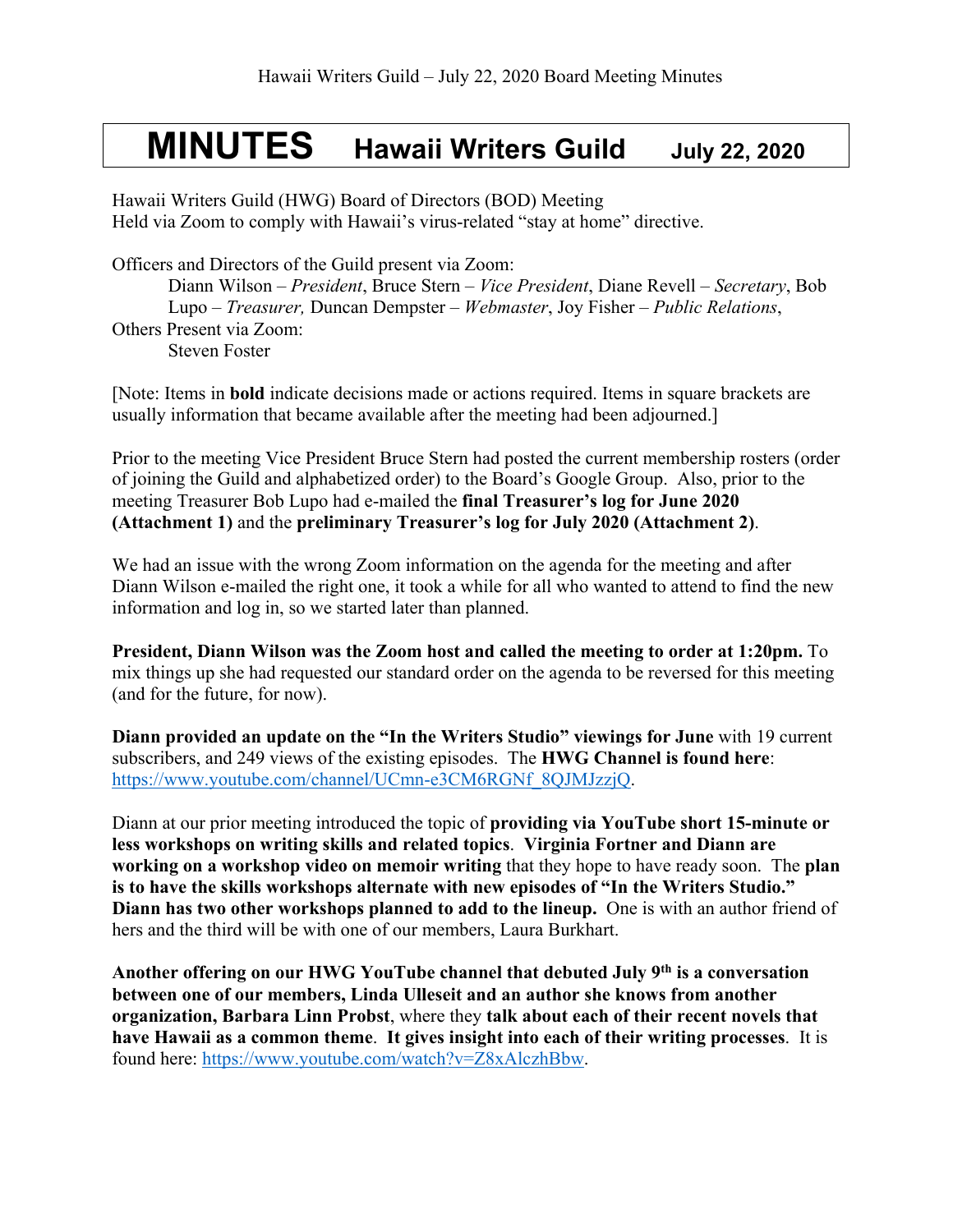# MINUTES Hawaii Writers Guild July 22, 2020

Hawaii Writers Guild (HWG) Board of Directors (BOD) Meeting
Held via Zoom to comply with Hawaii's virus-related "stay at home" directive.

Officers and Directors of the Guild present via Zoom:

Diann Wilson – *President*, Bruce Stern – *Vice President*, Diane Revell – *Secretary*, Bob Lupo – *Treasurer,* Duncan Dempster – *Webmaster*, Joy Fisher – *Public Relations*,

Others Present via Zoom:

Steven Foster

[Note: Items in **bold** indicate decisions made or actions required. Items in square brackets are usually information that became available after the meeting had been adjourned.]

Prior to the meeting Vice President Bruce Stern had posted the current membership rosters (order of joining the Guild and alphabetized order) to the Board's Google Group. Also, prior to the meeting Treasurer Bob Lupo had e-mailed the **final Treasurer's log for June 2020 (Attachment 1)** and the **preliminary Treasurer's log for July 2020 (Attachment 2)**.

We had an issue with the wrong Zoom information on the agenda for the meeting and after Diann Wilson e-mailed the right one, it took a while for all who wanted to attend to find the new information and log in, so we started later than planned.

**President, Diann Wilson was the Zoom host and called the meeting to order at 1:20pm.** To mix things up she had requested our standard order on the agenda to be reversed for this meeting (and for the future, for now).

**Diann provided an update on the "In the Writers Studio" viewings for June** with 19 current subscribers, and 249 views of the existing episodes. The **HWG Channel is found here**: https://www.youtube.com/channel/UCmn-e3CM6RGNf_8QJMJzzjQ.

Diann at our prior meeting introduced the topic of **providing via YouTube short 15-minute or less workshops on writing skills and related topics**. **Virginia Fortner and Diann are working on a workshop video on memoir writing** that they hope to have ready soon. The **plan is to have the skills workshops alternate with new episodes of "In the Writers Studio." Diann has two other workshops planned to add to the lineup.** One is with an author friend of hers and the third will be with one of our members, Laura Burkhart.

**Another offering on our HWG YouTube channel that debuted July 9th is a conversation between one of our members, Linda Ulleseit and an author she knows from another organization, Barbara Linn Probst**, where they **talk about each of their recent novels that have Hawaii as a common theme**. **It gives insight into each of their writing processes**. It is found here: https://www.youtube.com/watch?v=Z8xAlczhBbw.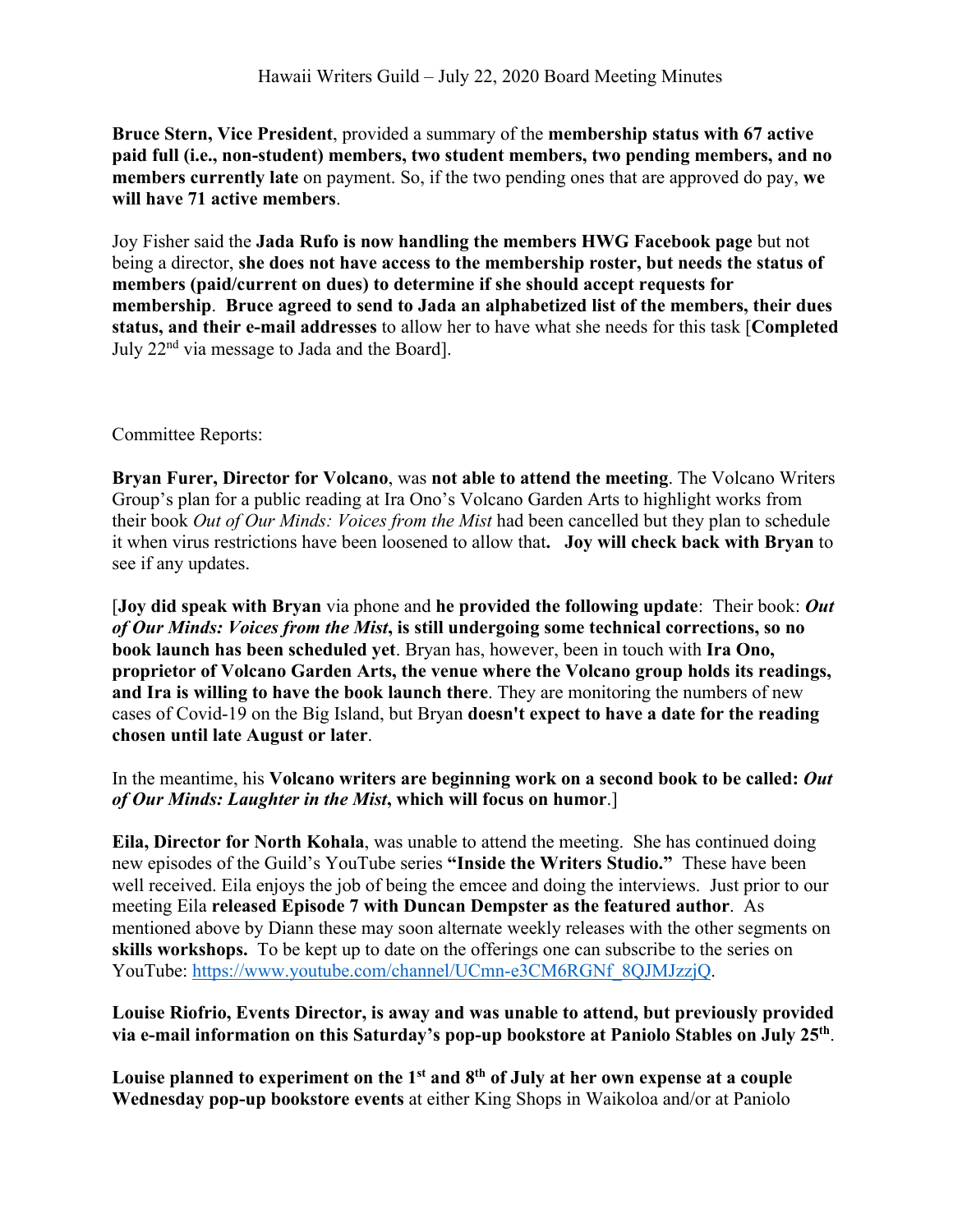**Bruce Stern, Vice President**, provided a summary of the **membership status with 67 active paid full (i.e., non-student) members, two student members, two pending members, and no members currently late** on payment. So, if the two pending ones that are approved do pay, **we will have 71 active members**.

Joy Fisher said the **Jada Rufo is now handling the members HWG Facebook page** but not being a director, **she does not have access to the membership roster, but needs the status of members (paid/current on dues) to determine if she should accept requests for membership**. **Bruce agreed to send to Jada an alphabetized list of the members, their dues status, and their e-mail addresses** to allow her to have what she needs for this task [**Completed** July 22nd via message to Jada and the Board].

Committee Reports:

**Bryan Furer, Director for Volcano**, was **not able to attend the meeting**. The Volcano Writers Group's plan for a public reading at Ira Ono's Volcano Garden Arts to highlight works from their book *Out of Our Minds: Voices from the Mist* had been cancelled but they plan to schedule it when virus restrictions have been loosened to allow that**. Joy will check back with Bryan** to see if any updates.

[**Joy did speak with Bryan** via phone and **he provided the following update**: Their book: ***Out of Our Minds: Voices from the Mist*, is still undergoing some technical corrections, so no book launch has been scheduled yet**. Bryan has, however, been in touch with **Ira Ono, proprietor of Volcano Garden Arts, the venue where the Volcano group holds its readings, and Ira is willing to have the book launch there**. They are monitoring the numbers of new cases of Covid-19 on the Big Island, but Bryan **doesn't expect to have a date for the reading chosen until late August or later**.

In the meantime, his **Volcano writers are beginning work on a second book to be called: *Out of Our Minds: Laughter in the Mist*, which will focus on humor**.]

**Eila, Director for North Kohala**, was unable to attend the meeting. She has continued doing new episodes of the Guild's YouTube series **"Inside the Writers Studio."** These have been well received. Eila enjoys the job of being the emcee and doing the interviews. Just prior to our meeting Eila **released Episode 7 with Duncan Dempster as the featured author**. As mentioned above by Diann these may soon alternate weekly releases with the other segments on **skills workshops.** To be kept up to date on the offerings one can subscribe to the series on YouTube: https://www.youtube.com/channel/UCmn-e3CM6RGNf_8QJMJzzjQ.

**Louise Riofrio, Events Director, is away and was unable to attend, but previously provided via e-mail information on this Saturday's pop-up bookstore at Paniolo Stables on July 25th**.

**Louise planned to experiment on the 1st and 8th of July at her own expense at a couple Wednesday pop-up bookstore events** at either King Shops in Waikoloa and/or at Paniolo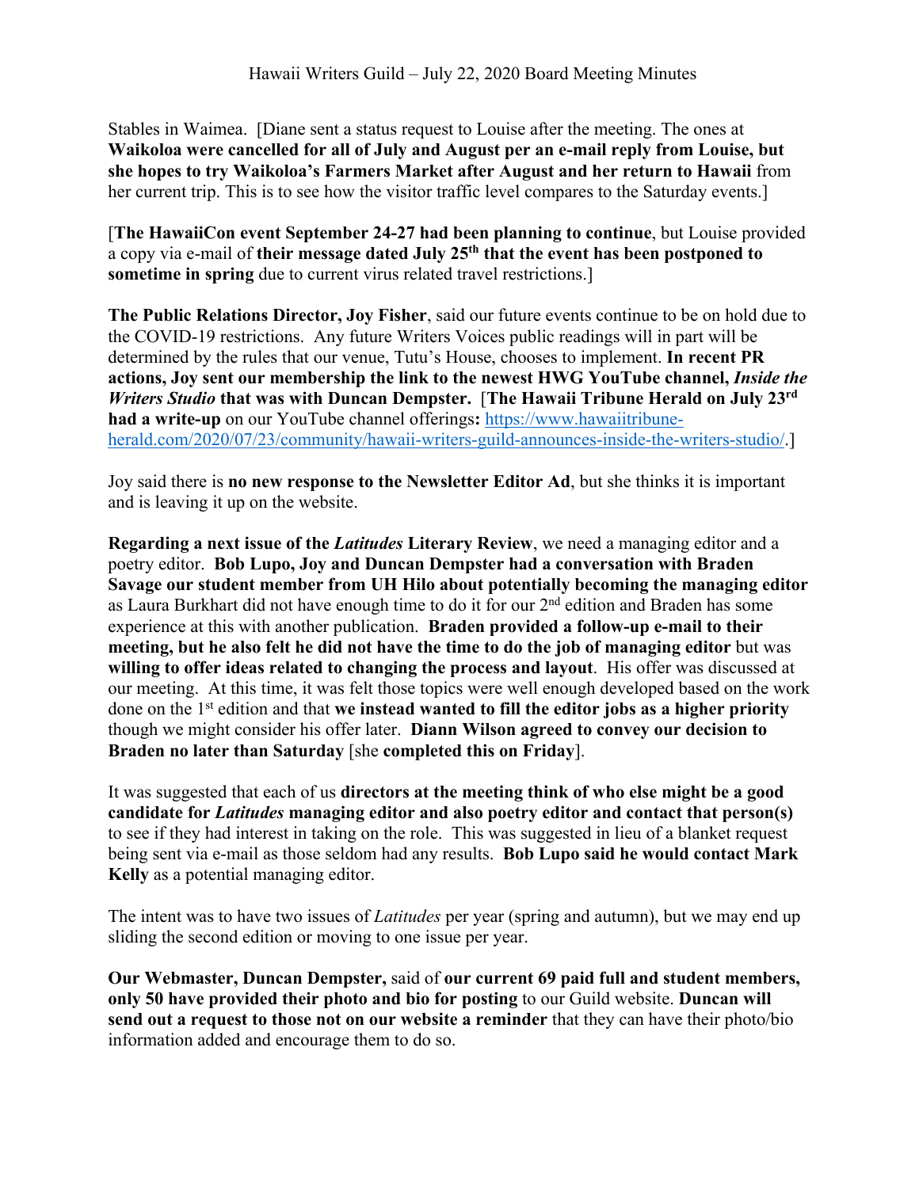Stables in Waimea. [Diane sent a status request to Louise after the meeting. The ones at **Waikoloa were cancelled for all of July and August per an e-mail reply from Louise, but she hopes to try Waikoloa's Farmers Market after August and her return to Hawaii** from her current trip. This is to see how the visitor traffic level compares to the Saturday events.]

[**The HawaiiCon event September 24-27 had been planning to continue**, but Louise provided a copy via e-mail of **their message dated July 25th that the event has been postponed to sometime in spring** due to current virus related travel restrictions.]

**The Public Relations Director, Joy Fisher**, said our future events continue to be on hold due to the COVID-19 restrictions. Any future Writers Voices public readings will in part will be determined by the rules that our venue, Tutu's House, chooses to implement. **In recent PR actions, Joy sent our membership the link to the newest HWG YouTube channel, *Inside the Writers Studio* that was with Duncan Dempster.** [**The Hawaii Tribune Herald on July 23rd had a write-up** on our YouTube channel offerings**:** https://www.hawaiitribune-herald.com/2020/07/23/community/hawaii-writers-guild-announces-inside-the-writers-studio/.]

Joy said there is **no new response to the Newsletter Editor Ad**, but she thinks it is important and is leaving it up on the website.

**Regarding a next issue of the *Latitudes* Literary Review**, we need a managing editor and a poetry editor. **Bob Lupo, Joy and Duncan Dempster had a conversation with Braden Savage our student member from UH Hilo about potentially becoming the managing editor** as Laura Burkhart did not have enough time to do it for our 2nd edition and Braden has some experience at this with another publication. **Braden provided a follow-up e-mail to their meeting, but he also felt he did not have the time to do the job of managing editor** but was **willing to offer ideas related to changing the process and layout**. His offer was discussed at our meeting. At this time, it was felt those topics were well enough developed based on the work done on the 1st edition and that **we instead wanted to fill the editor jobs as a higher priority** though we might consider his offer later. **Diann Wilson agreed to convey our decision to Braden no later than Saturday** [she **completed this on Friday**].

It was suggested that each of us **directors at the meeting think of who else might be a good candidate for *Latitudes* managing editor and also poetry editor and contact that person(s)** to see if they had interest in taking on the role. This was suggested in lieu of a blanket request being sent via e-mail as those seldom had any results. **Bob Lupo said he would contact Mark Kelly** as a potential managing editor.

The intent was to have two issues of *Latitudes* per year (spring and autumn), but we may end up sliding the second edition or moving to one issue per year.

**Our Webmaster, Duncan Dempster,** said of **our current 69 paid full and student members, only 50 have provided their photo and bio for posting** to our Guild website. **Duncan will send out a request to those not on our website a reminder** that they can have their photo/bio information added and encourage them to do so.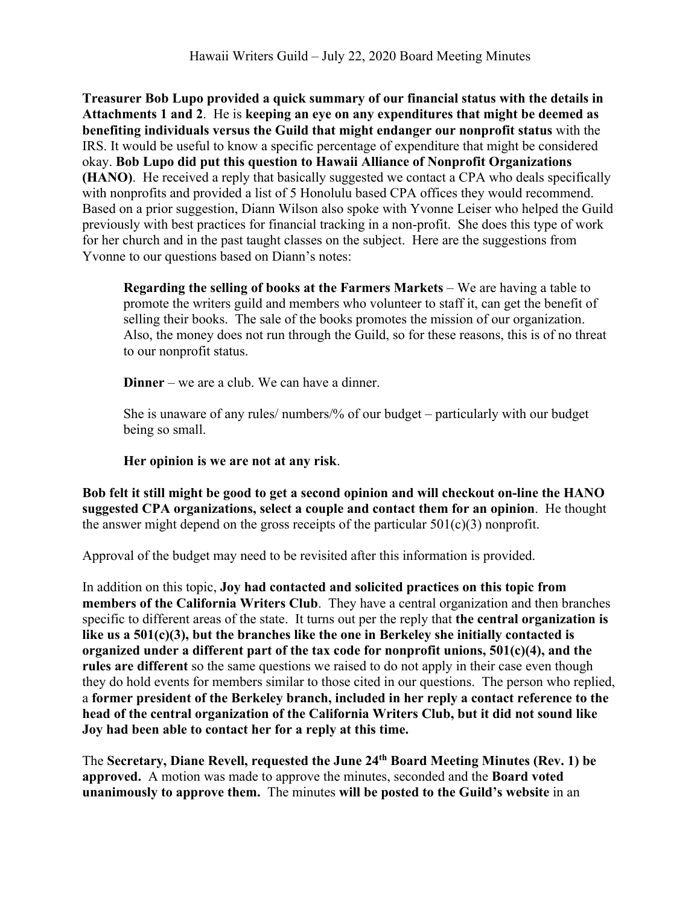**Treasurer Bob Lupo provided a quick summary of our financial status with the details in Attachments 1 and 2**. He is **keeping an eye on any expenditures that might be deemed as benefiting individuals versus the Guild that might endanger our nonprofit status** with the IRS. It would be useful to know a specific percentage of expenditure that might be considered okay. **Bob Lupo did put this question to Hawaii Alliance of Nonprofit Organizations (HANO)**. He received a reply that basically suggested we contact a CPA who deals specifically with nonprofits and provided a list of 5 Honolulu based CPA offices they would recommend. Based on a prior suggestion, Diann Wilson also spoke with Yvonne Leiser who helped the Guild previously with best practices for financial tracking in a non-profit. She does this type of work for her church and in the past taught classes on the subject. Here are the suggestions from Yvonne to our questions based on Diann's notes:

> **Regarding the selling of books at the Farmers Markets** – We are having a table to promote the writers guild and members who volunteer to staff it, can get the benefit of selling their books. The sale of the books promotes the mission of our organization. Also, the money does not run through the Guild, so for these reasons, this is of no threat to our nonprofit status.
>
> **Dinner** – we are a club. We can have a dinner.
>
> She is unaware of any rules/ numbers/% of our budget – particularly with our budget being so small.
>
> **Her opinion is we are not at any risk**.

**Bob felt it still might be good to get a second opinion and will checkout on-line the HANO suggested CPA organizations, select a couple and contact them for an opinion**. He thought the answer might depend on the gross receipts of the particular 501(c)(3) nonprofit.

Approval of the budget may need to be revisited after this information is provided.

In addition on this topic, **Joy had contacted and solicited practices on this topic from members of the California Writers Club**. They have a central organization and then branches specific to different areas of the state. It turns out per the reply that **the central organization is like us a 501(c)(3), but the branches like the one in Berkeley she initially contacted is organized under a different part of the tax code for nonprofit unions, 501(c)(4), and the rules are different** so the same questions we raised to do not apply in their case even though they do hold events for members similar to those cited in our questions. The person who replied, a **former president of the Berkeley branch, included in her reply a contact reference to the head of the central organization of the California Writers Club, but it did not sound like Joy had been able to contact her for a reply at this time.**

The **Secretary, Diane Revell, requested the June 24th Board Meeting Minutes (Rev. 1) be approved.** A motion was made to approve the minutes, seconded and the **Board voted unanimously to approve them.** The minutes **will be posted to the Guild's website** in an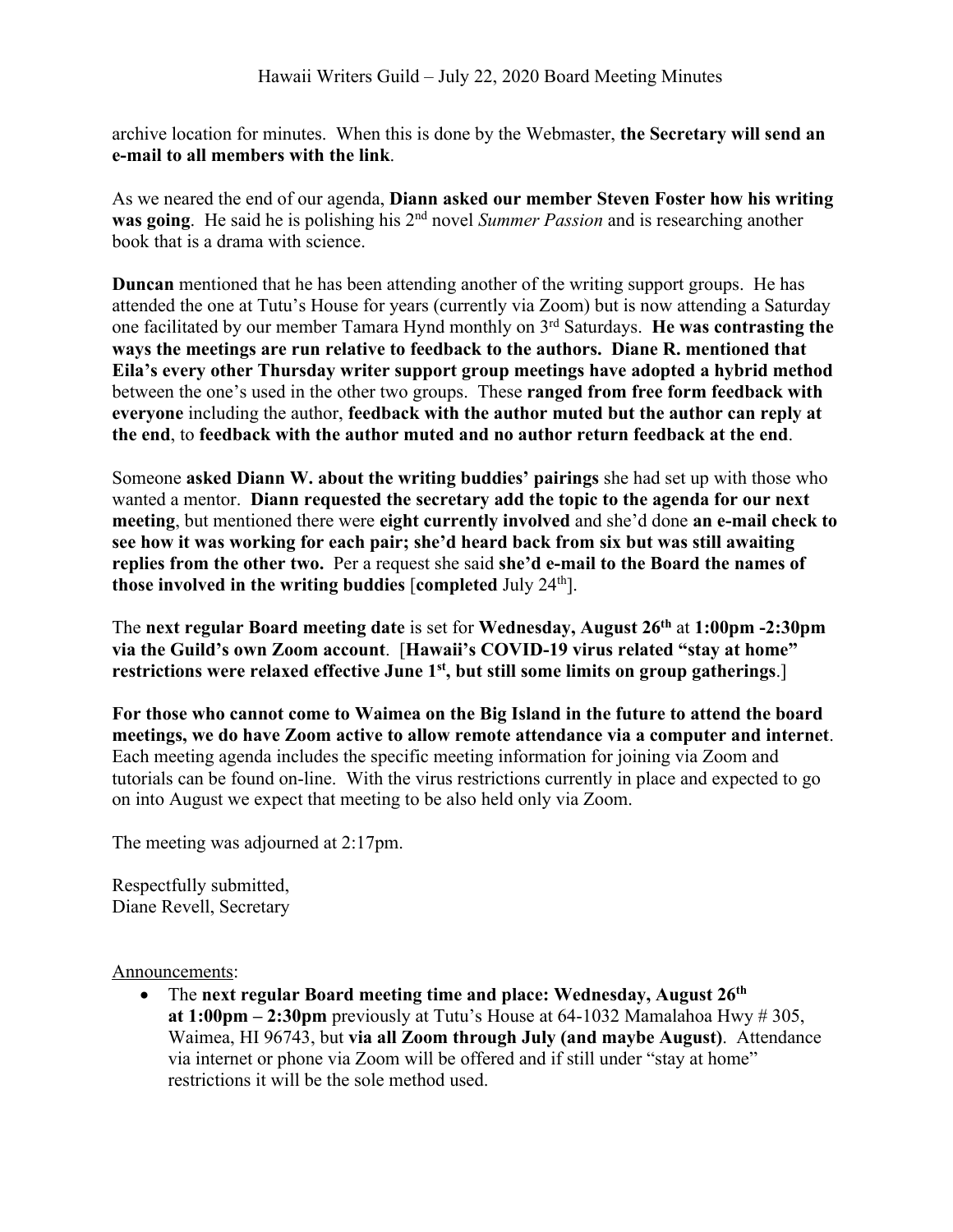archive location for minutes. When this is done by the Webmaster, **the Secretary will send an e-mail to all members with the link**.

As we neared the end of our agenda, **Diann asked our member Steven Foster how his writing was going**. He said he is polishing his 2nd novel *Summer Passion* and is researching another book that is a drama with science.

**Duncan** mentioned that he has been attending another of the writing support groups. He has attended the one at Tutu's House for years (currently via Zoom) but is now attending a Saturday one facilitated by our member Tamara Hynd monthly on 3rd Saturdays. **He was contrasting the ways the meetings are run relative to feedback to the authors. Diane R. mentioned that Eila's every other Thursday writer support group meetings have adopted a hybrid method** between the one's used in the other two groups. These **ranged from free form feedback with everyone** including the author, **feedback with the author muted but the author can reply at the end**, to **feedback with the author muted and no author return feedback at the end**.

Someone **asked Diann W. about the writing buddies' pairings** she had set up with those who wanted a mentor. **Diann requested the secretary add the topic to the agenda for our next meeting**, but mentioned there were **eight currently involved** and she'd done **an e-mail check to see how it was working for each pair; she'd heard back from six but was still awaiting replies from the other two.** Per a request she said **she'd e-mail to the Board the names of those involved in the writing buddies** [**completed** July 24th].

The **next regular Board meeting date** is set for **Wednesday, August 26th** at **1:00pm -2:30pm via the Guild's own Zoom account**. [**Hawaii's COVID-19 virus related "stay at home" restrictions were relaxed effective June 1st, but still some limits on group gatherings**.]

**For those who cannot come to Waimea on the Big Island in the future to attend the board meetings, we do have Zoom active to allow remote attendance via a computer and internet**. Each meeting agenda includes the specific meeting information for joining via Zoom and tutorials can be found on-line. With the virus restrictions currently in place and expected to go on into August we expect that meeting to be also held only via Zoom.

The meeting was adjourned at 2:17pm.

Respectfully submitted,
Diane Revell, Secretary

Announcements:

- The **next regular Board meeting time and place: Wednesday, August 26th at 1:00pm – 2:30pm** previously at Tutu's House at 64-1032 Mamalahoa Hwy # 305, Waimea, HI 96743, but **via all Zoom through July (and maybe August)**. Attendance via internet or phone via Zoom will be offered and if still under "stay at home" restrictions it will be the sole method used.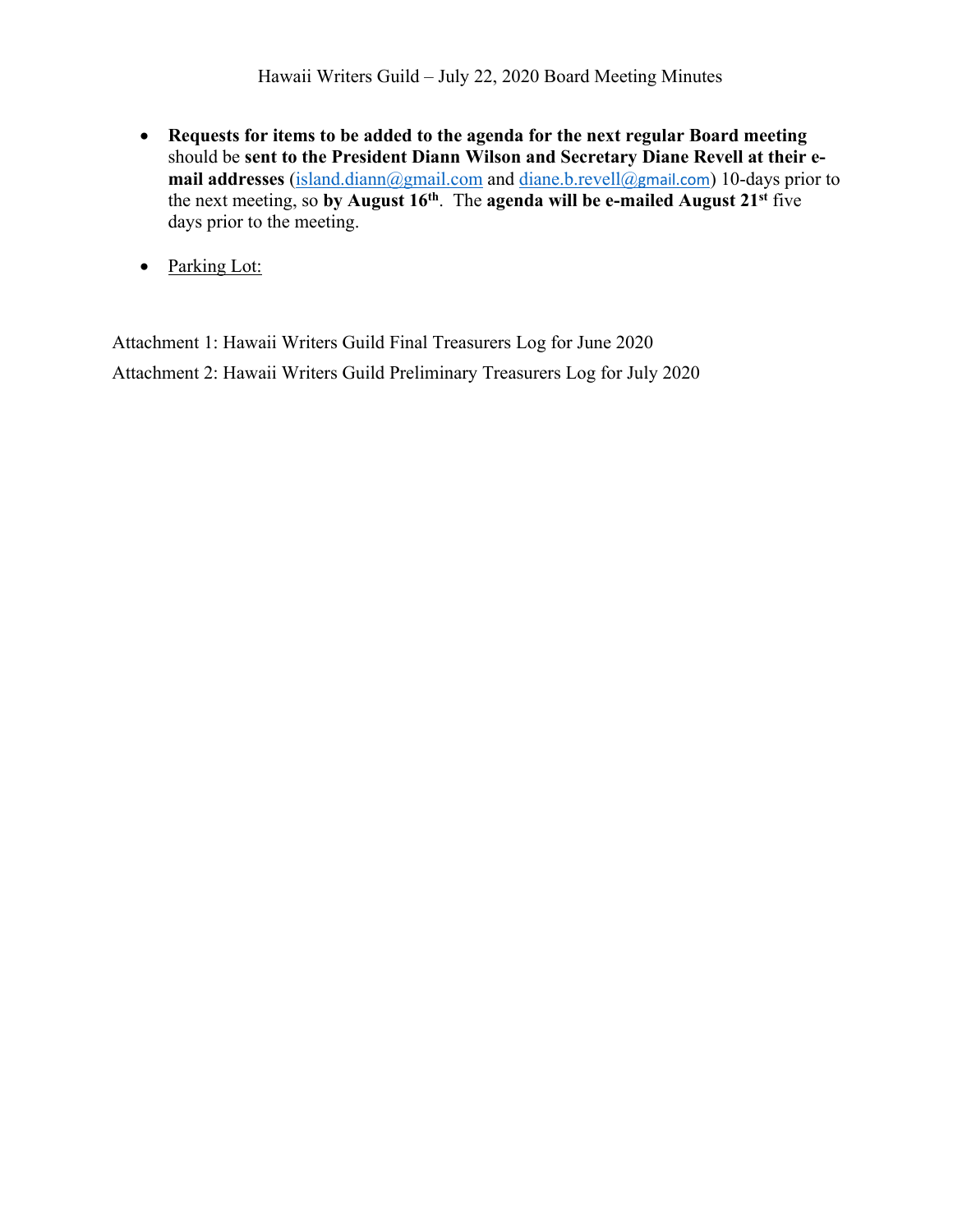- **Requests for items to be added to the agenda for the next regular Board meeting** should be **sent to the President Diann Wilson and Secretary Diane Revell at their e-mail addresses** (island.diann@gmail.com and diane.b.revell@gmail.com) 10-days prior to the next meeting, so **by August 16th**. The **agenda will be e-mailed August 21st** five days prior to the meeting.

- Parking Lot:

Attachment 1: Hawaii Writers Guild Final Treasurers Log for June 2020

Attachment 2: Hawaii Writers Guild Preliminary Treasurers Log for July 2020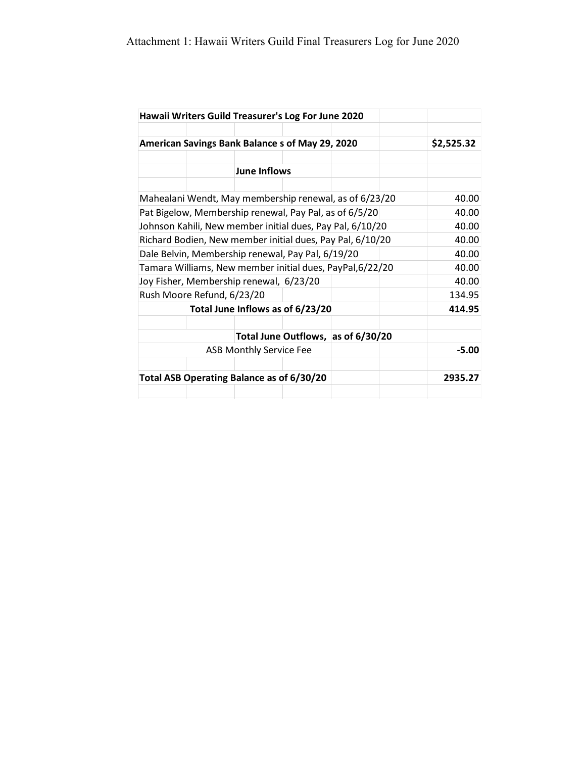Attachment 1: Hawaii Writers Guild Final Treasurers Log for June 2020

| Hawaii Writers Guild Treasurer's Log For June 2020 | |
|---|---|
| **American Savings Bank Balance s of May 29, 2020** | **$2,525.32** |
| **June Inflows** | |
| Mahealani Wendt, May membership renewal, as of 6/23/20 | 40.00 |
| Pat Bigelow, Membership renewal, Pay Pal, as of 6/5/20 | 40.00 |
| Johnson Kahili, New member initial dues, Pay Pal, 6/10/20 | 40.00 |
| Richard Bodien, New member initial dues, Pay Pal, 6/10/20 | 40.00 |
| Dale Belvin, Membership renewal, Pay Pal, 6/19/20 | 40.00 |
| Tamara Williams, New member initial dues, PayPal,6/22/20 | 40.00 |
| Joy Fisher, Membership renewal, 6/23/20 | 40.00 |
| Rush Moore Refund, 6/23/20 | 134.95 |
| **Total June Inflows as of 6/23/20** | **414.95** |
| **Total June Outflows, as of 6/30/20** | |
| ASB Monthly Service Fee | **-5.00** |
| **Total ASB Operating Balance as of 6/30/20** | **2935.27** |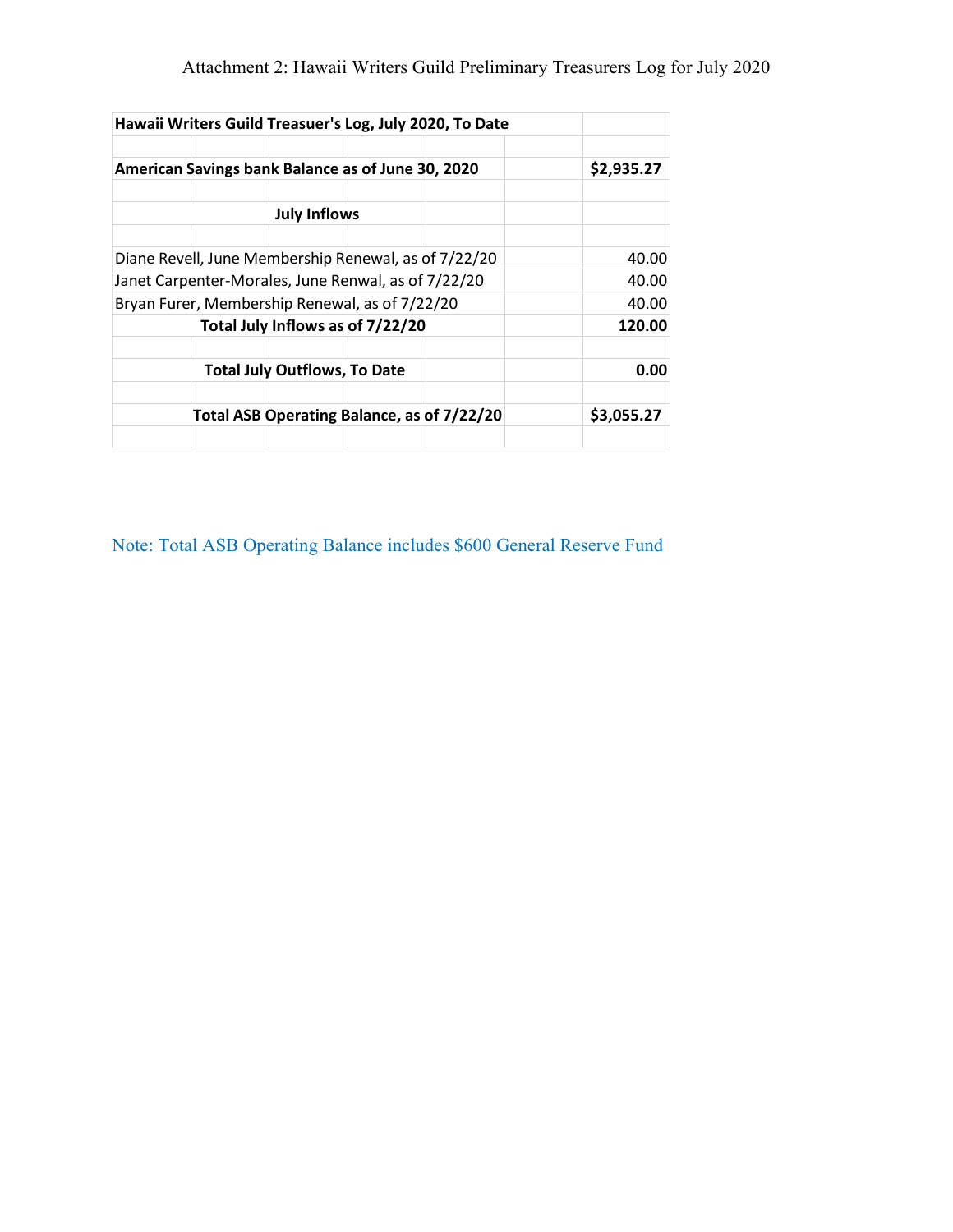Attachment 2: Hawaii Writers Guild Preliminary Treasurers Log for July 2020

| | |
|---|---|
| **Hawaii Writers Guild Treasuer's Log, July 2020, To Date** | |
| | |
| **American Savings bank Balance as of June 30, 2020** | **$2,935.27** |
| | |
| **July Inflows** | |
| | |
| Diane Revell, June Membership Renewal, as of 7/22/20 | 40.00 |
| Janet Carpenter-Morales, June Renwal, as of 7/22/20 | 40.00 |
| Bryan Furer, Membership Renewal, as of 7/22/20 | 40.00 |
| **Total July Inflows as of 7/22/20** | **120.00** |
| | |
| **Total July Outflows, To Date** | **0.00** |
| | |
| **Total ASB Operating Balance, as of 7/22/20** | **$3,055.27** |

Note: Total ASB Operating Balance includes $600 General Reserve Fund